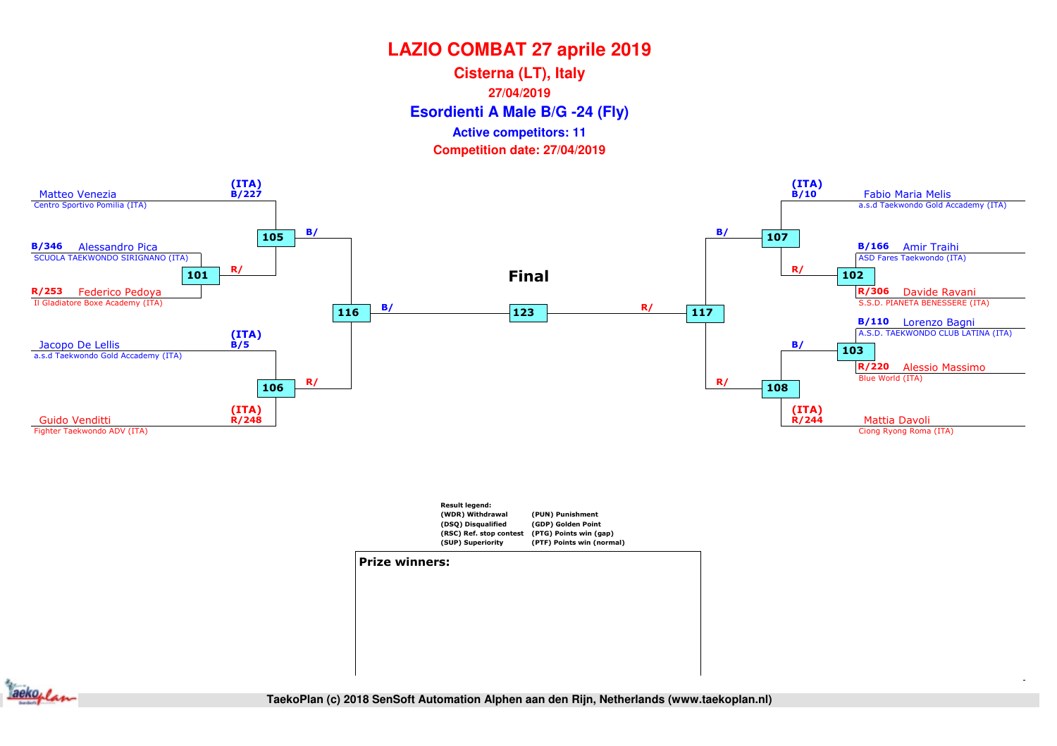# LAZIO COMBAT 27 aprile 2019

## Cisterna (LT), Italy

**27/04/2019**

## Esordienti A Male B/G -24 (Fly)

**Active competitors: 11**

**Competition date: 27/04/2019**

(ITA) B/227 Matteo Venezia
Centro Sportivo Pomilia (ITA)

B/346 Alessandro Pica
SCUOLA TAEKWONDO SIRIGNANO (ITA)

R/253 Federico Pedoya
Il Gladiatore Boxe Academy (ITA)

(ITA) B/5 Jacopo De Lellis
a.s.d Taekwondo Gold Accademy (ITA)

(ITA) R/248 Guido Venditti
Fighter Taekwondo ADV (ITA)

(ITA) B/10 Fabio Maria Melis
a.s.d Taekwondo Gold Accademy (ITA)

B/166 Amir Traihi
ASD Fares Taekwondo (ITA)

R/306 Davide Ravani
S.S.D. PIANETA BENESSERE (ITA)

B/110 Lorenzo Bagni
A.S.D. TAEKWONDO CLUB LATINA (ITA)

R/220 Alessio Massimo
Blue World (ITA)

(ITA) R/244 Mattia Davoli
Ciong Ryong Roma (ITA)

101 R/
105 B/
106 R/
116 B/
**Final**
123
117 R/
107 B/
102 R/
103 B/
108 R/

**Result legend:**

| | |
|---|---|
| (WDR) Withdrawal | (PUN) Punishment |
| (DSQ) Disqualified | (GDP) Golden Point |
| (RSC) Ref. stop contest | (PTG) Points win (gap) |
| (SUP) Superiority | (PTF) Points win (normal) |

**Prize winners:**

TaekoPlan (c) 2018 SenSoft Automation Alphen aan den Rijn, Netherlands (www.taekoplan.nl)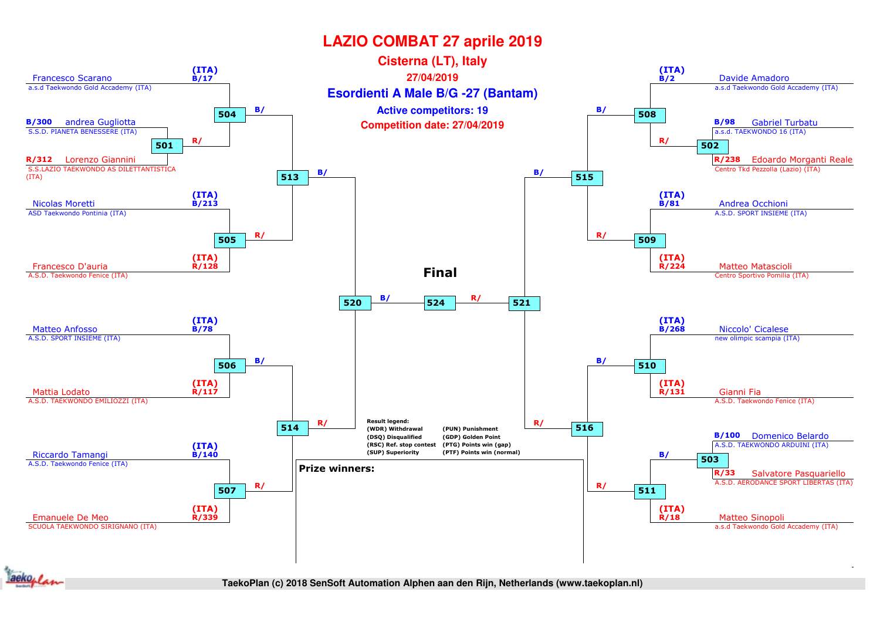# LAZIO COMBAT 27 aprile 2019

## Cisterna (LT), Italy

**27/04/2019**

## Esordienti A Male B/G -27 (Bantam)

**Active competitors: 19**

**Competition date: 27/04/2019**

### Left bracket

- Francesco Scarano (ITA) B/17 — a.s.d Taekwondo Gold Accademy (ITA)
- B/300 andrea Gugliotta — S.S.D. PIANETA BENESSERE (ITA)
- R/312 Lorenzo Giannini — S.S.LAZIO TAEKWONDO AS DILETTANTISTICA (ITA)
- Nicolas Moretti (ITA) B/213 — ASD Taekwondo Pontinia (ITA)
- Francesco D'auria (ITA) R/128 — A.S.D. Taekwondo Fenice (ITA)
- Matteo Anfosso (ITA) B/78 — A.S.D. SPORT INSIEME (ITA)
- Mattia Lodato (ITA) R/117 — A.S.D. TAEKWONDO EMILIOZZI (ITA)
- Riccardo Tamangi (ITA) B/140 — A.S.D. Taekwondo Fenice (ITA)
- Emanuele De Meo (ITA) R/339 — SCUOLA TAEKWONDO SIRIGNANO (ITA)

Matches: 501, 504, 505, 506, 507, 513, 514, 520

### Right bracket

- Davide Amadoro (ITA) B/2 — a.s.d Taekwondo Gold Accademy (ITA)
- B/98 Gabriel Turbatu — a.s.d. TAEKWONDO 16 (ITA)
- R/238 Edoardo Morganti Reale — Centro Tkd Pezzolla (Lazio) (ITA)
- Andrea Occhioni (ITA) B/81 — A.S.D. SPORT INSIEME (ITA)
- Matteo Matascioli (ITA) R/224 — Centro Sportivo Pomilia (ITA)
- Niccolo' Cicalese (ITA) B/268 — new olimpic scampia (ITA)
- Gianni Fia (ITA) R/131 — A.S.D. Taekwondo Fenice (ITA)
- B/100 Domenico Belardo — A.S.D. TAEKWONDO ARDUINI (ITA)
- R/33 Salvatore Pasquariello — A.S.D. AERODANCE SPORT LIBERTAS (ITA)
- Matteo Sinopoli (ITA) R/18 — a.s.d Taekwondo Gold Accademy (ITA)

Matches: 502, 503, 508, 509, 510, 511, 515, 516, 521

### Final

524

**Result legend:**

| | |
|---|---|
| (WDR) Withdrawal | (PUN) Punishment |
| (DSQ) Disqualified | (GDP) Golden Point |
| (RSC) Ref. stop contest | (PTG) Points win (gap) |
| (SUP) Superiority | (PTF) Points win (normal) |

**Prize winners:**

TaekoPlan (c) 2018 SenSoft Automation Alphen aan den Rijn, Netherlands (www.taekoplan.nl)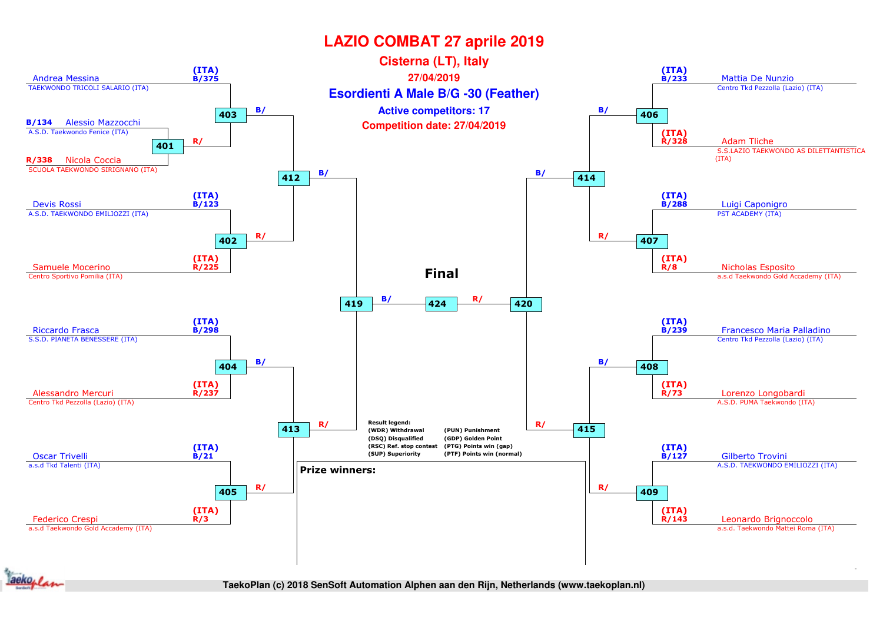# LAZIO COMBAT 27 aprile 2019

## Cisterna (LT), Italy

27/04/2019

### Esordienti A Male B/G -30 (Feather)

Active competitors: 17

Competition date: 27/04/2019

**Left side of bracket**

| Competitor | Club | Draw | Match |
| --- | --- | --- | --- |
| Andrea Messina | TAEKWONDO TRICOLI SALARIO (ITA) | (ITA) B/375 | 403 |
| Alessio Mazzocchi | A.S.D. Taekwondo Fenice (ITA) | B/134 | 401 |
| Nicola Coccia | SCUOLA TAEKWONDO SIRIGNANO (ITA) | R/338 | 401 |
| Devis Rossi | A.S.D. TAEKWONDO EMILIOZZI (ITA) | (ITA) B/123 | 402 |
| Samuele Mocerino | Centro Sportivo Pomilia (ITA) | (ITA) R/225 | 402 |
| Riccardo Frasca | S.S.D. PIANETA BENESSERE (ITA) | (ITA) B/298 | 404 |
| Alessandro Mercuri | Centro Tkd Pezzolla (Lazio) (ITA) | (ITA) R/237 | 404 |
| Oscar Trivelli | a.s.d Tkd Talenti (ITA) | (ITA) B/21 | 405 |
| Federico Crespi | a.s.d Taekwondo Gold Accademy (ITA) | (ITA) R/3 | 405 |

Match 401 winner → 403 (R/); 403 (B/) and 402 (R/) → 412; 404 (B/) and 405 (R/) → 413; 412 (B/) and 413 (R/) → 419.

**Right side of bracket**

| Competitor | Club | Draw | Match |
| --- | --- | --- | --- |
| Mattia De Nunzio | Centro Tkd Pezzolla (Lazio) (ITA) | (ITA) B/233 | 406 |
| Adam Tliche | S.S.LAZIO TAEKWONDO AS DILETTANTISTICA (ITA) | (ITA) R/328 | 406 |
| Luigi Caponigro | PST ACADEMY (ITA) | (ITA) B/288 | 407 |
| Nicholas Esposito | a.s.d Taekwondo Gold Accademy (ITA) | (ITA) R/8 | 407 |
| Francesco Maria Palladino | Centro Tkd Pezzolla (Lazio) (ITA) | (ITA) B/239 | 408 |
| Lorenzo Longobardi | A.S.D. PUMA Taekwondo (ITA) | (ITA) R/73 | 408 |
| Gilberto Trovini | A.S.D. TAEKWONDO EMILIOZZI (ITA) | (ITA) B/127 | 409 |
| Leonardo Brignoccolo | a.s.d. Taekwondo Mattei Roma (ITA) | (ITA) R/143 | 409 |

406 (B/) and 407 (R/) → 414; 408 (B/) and 409 (R/) → 415; 414 (B/) and 415 (R/) → 420.

**Final**

419 (B/) – 424 – 420 (R/)

**Result legend:**

- (WDR) Withdrawal
- (DSQ) Disqualified
- (RSC) Ref. stop contest
- (SUP) Superiority
- (PUN) Punishment
- (GDP) Golden Point
- (PTG) Points win (gap)
- (PTF) Points win (normal)

**Prize winners:**

TaekoPlan (c) 2018 SenSoft Automation Alphen aan den Rijn, Netherlands (www.taekoplan.nl)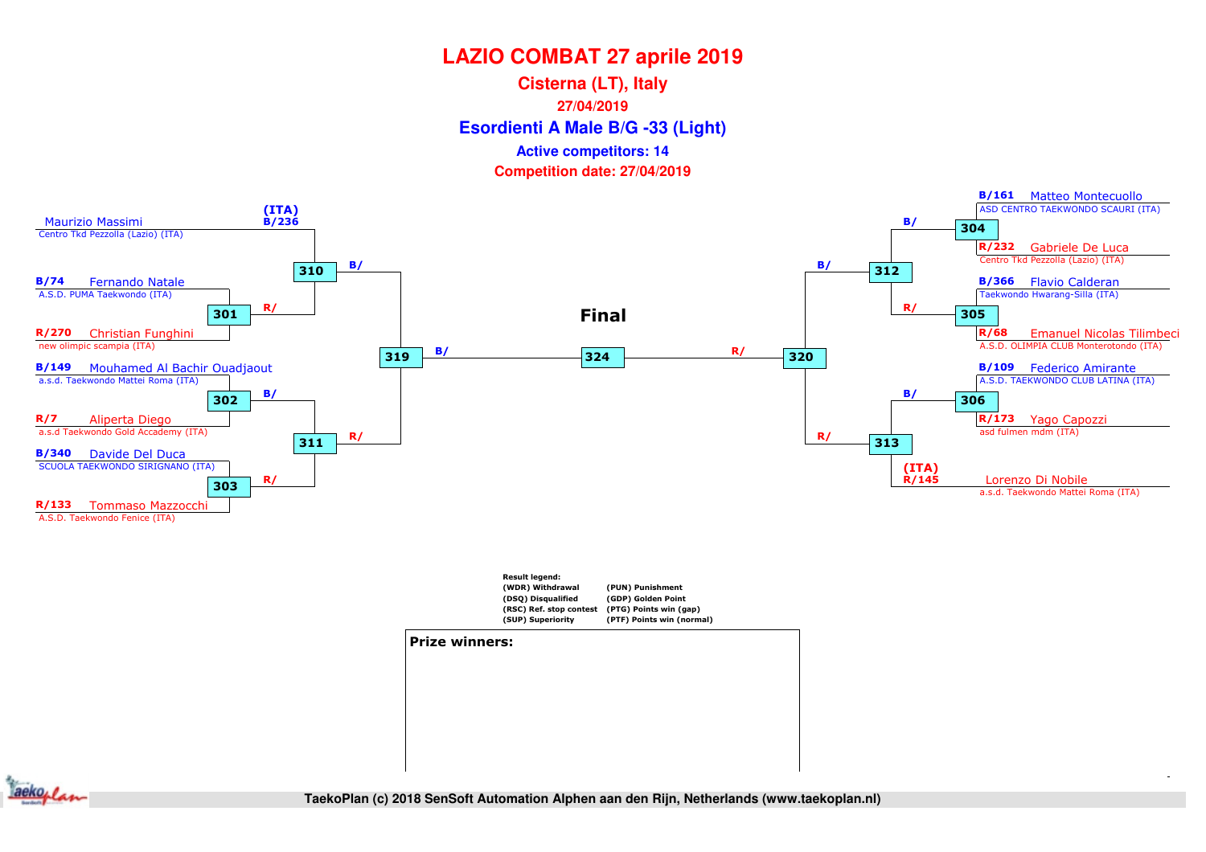# LAZIO COMBAT 27 aprile 2019

## Cisterna (LT), Italy

**27/04/2019**

## Esordienti A Male B/G -33 (Light)

**Active competitors: 14**

**Competition date: 27/04/2019**

(ITA) B/236 Maurizio Massimi
Centro Tkd Pezzolla (Lazio) (ITA)

B/74 Fernando Natale
A.S.D. PUMA Taekwondo (ITA)

R/270 Christian Funghini
new olimpic scampia (ITA)

B/149 Mouhamed Al Bachir Ouadjaout
a.s.d. Taekwondo Mattei Roma (ITA)

R/7 Aliperta Diego
a.s.d Taekwondo Gold Accademy (ITA)

B/340 Davide Del Duca
SCUOLA TAEKWONDO SIRIGNANO (ITA)

R/133 Tommaso Mazzocchi
A.S.D. Taekwondo Fenice (ITA)

B/161 Matteo Montecuollo
ASD CENTRO TAEKWONDO SCAURI (ITA)

R/232 Gabriele De Luca
Centro Tkd Pezzolla (Lazio) (ITA)

B/366 Flavio Calderan
Taekwondo Hwarang-Silla (ITA)

R/68 Emanuel Nicolas Tilimbeci
A.S.D. OLIMPIA CLUB Monterotondo (ITA)

B/109 Federico Amirante
A.S.D. TAEKWONDO CLUB LATINA (ITA)

R/173 Yago Capozzi
asd fulmen mdm (ITA)

(ITA) R/145 Lorenzo Di Nobile
a.s.d. Taekwondo Mattei Roma (ITA)

| Match | Blue | Red |
|---|---|---|
| 301 | B/74 Fernando Natale | R/270 Christian Funghini |
| 302 | B/149 Mouhamed Al Bachir Ouadjaout | R/7 Aliperta Diego |
| 303 | B/340 Davide Del Duca | R/133 Tommaso Mazzocchi |
| 304 | B/161 Matteo Montecuollo | R/232 Gabriele De Luca |
| 305 | B/366 Flavio Calderan | R/68 Emanuel Nicolas Tilimbeci |
| 306 | B/109 Federico Amirante | R/173 Yago Capozzi |
| 310 | B/236 Maurizio Massimi | R/ (winner 301) |
| 311 | B/ (winner 302) | R/ (winner 303) |
| 312 | B/ (winner 304) | R/ (winner 305) |
| 313 | B/ (winner 306) | R/145 Lorenzo Di Nobile |
| 319 | B/ (winner 310) | R/ (winner 311) |
| 320 | B/ (winner 312) | R/ (winner 313) |
| 324 (Final) | B/ (winner 319) | R/ (winner 320) |

**Final**

**Result legend:**
(WDR) Withdrawal
(DSQ) Disqualified
(RSC) Ref. stop contest
(SUP) Superiority
(PUN) Punishment
(GDP) Golden Point
(PTG) Points win (gap)
(PTF) Points win (normal)

**Prize winners:**

TaekoPlan (c) 2018 SenSoft Automation Alphen aan den Rijn, Netherlands (www.taekoplan.nl)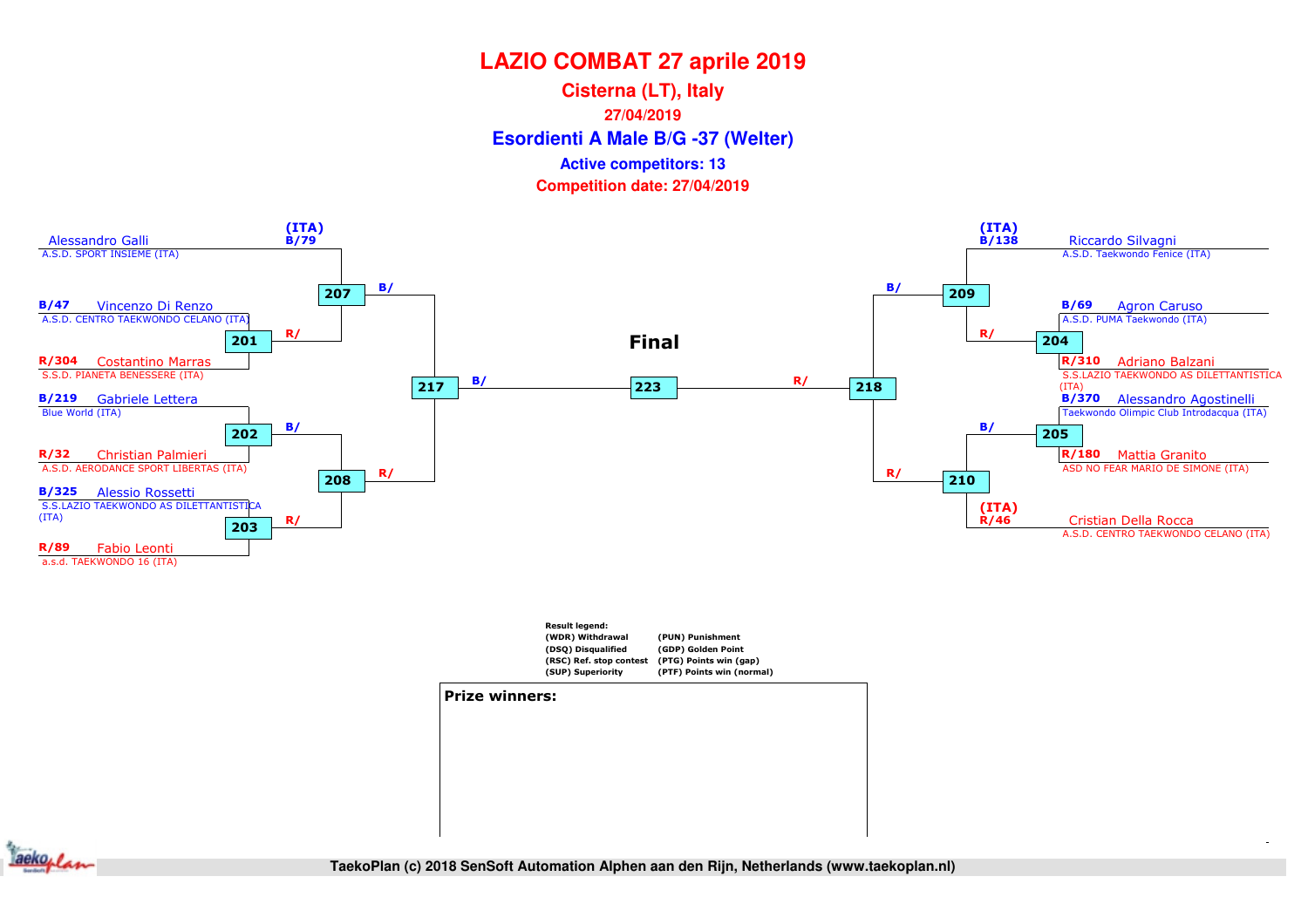# LAZIO COMBAT 27 aprile 2019

## Cisterna (LT), Italy

**27/04/2019**

## Esordienti A Male B/G -37 (Welter)

**Active competitors: 13**

**Competition date: 27/04/2019**

**Left bracket**

- B/79 Alessandro Galli (ITA) – A.S.D. SPORT INSIEME (ITA)
- B/47 Vincenzo Di Renzo – A.S.D. CENTRO TAEKWONDO CELANO (ITA)
- R/304 Costantino Marras – S.S.D. PIANETA BENESSERE (ITA)
- B/219 Gabriele Lettera – Blue World (ITA)
- R/32 Christian Palmieri – A.S.D. AERODANCE SPORT LIBERTAS (ITA)
- B/325 Alessio Rossetti – S.S.LAZIO TAEKWONDO AS DILETTANTISTICA (ITA)
- R/89 Fabio Leonti – a.s.d. TAEKWONDO 16 (ITA)

Matches: 201 (Di Renzo vs Marras), 202 (Lettera vs Palmieri), 203 (Rossetti vs Leonti), 207 (Galli vs winner 201), 208 (winner 202 vs winner 203), 217 (winner 207 vs winner 208)

**Final**

223: winner 217 (B/) vs winner 218 (R/)

**Right bracket**

- B/138 Riccardo Silvagni (ITA) – A.S.D. Taekwondo Fenice (ITA)
- B/69 Agron Caruso – A.S.D. PUMA Taekwondo (ITA)
- R/310 Adriano Balzani – S.S.LAZIO TAEKWONDO AS DILETTANTISTICA (ITA)
- B/370 Alessandro Agostinelli – Taekwondo Olimpic Club Introdacqua (ITA)
- R/180 Mattia Granito – ASD NO FEAR MARIO DE SIMONE (ITA)
- R/46 Cristian Della Rocca (ITA) – A.S.D. CENTRO TAEKWONDO CELANO (ITA)

Matches: 204 (Caruso vs Balzani), 205 (Agostinelli vs Granito), 209 (Silvagni vs winner 204), 210 (winner 205 vs Della Rocca), 218 (winner 209 vs winner 210)

**Result legend:**

| | |
|---|---|
| (WDR) Withdrawal | (PUN) Punishment |
| (DSQ) Disqualified | (GDP) Golden Point |
| (RSC) Ref. stop contest | (PTG) Points win (gap) |
| (SUP) Superiority | (PTF) Points win (normal) |

**Prize winners:**

TaekoPlan (c) 2018 SenSoft Automation Alphen aan den Rijn, Netherlands (www.taekoplan.nl)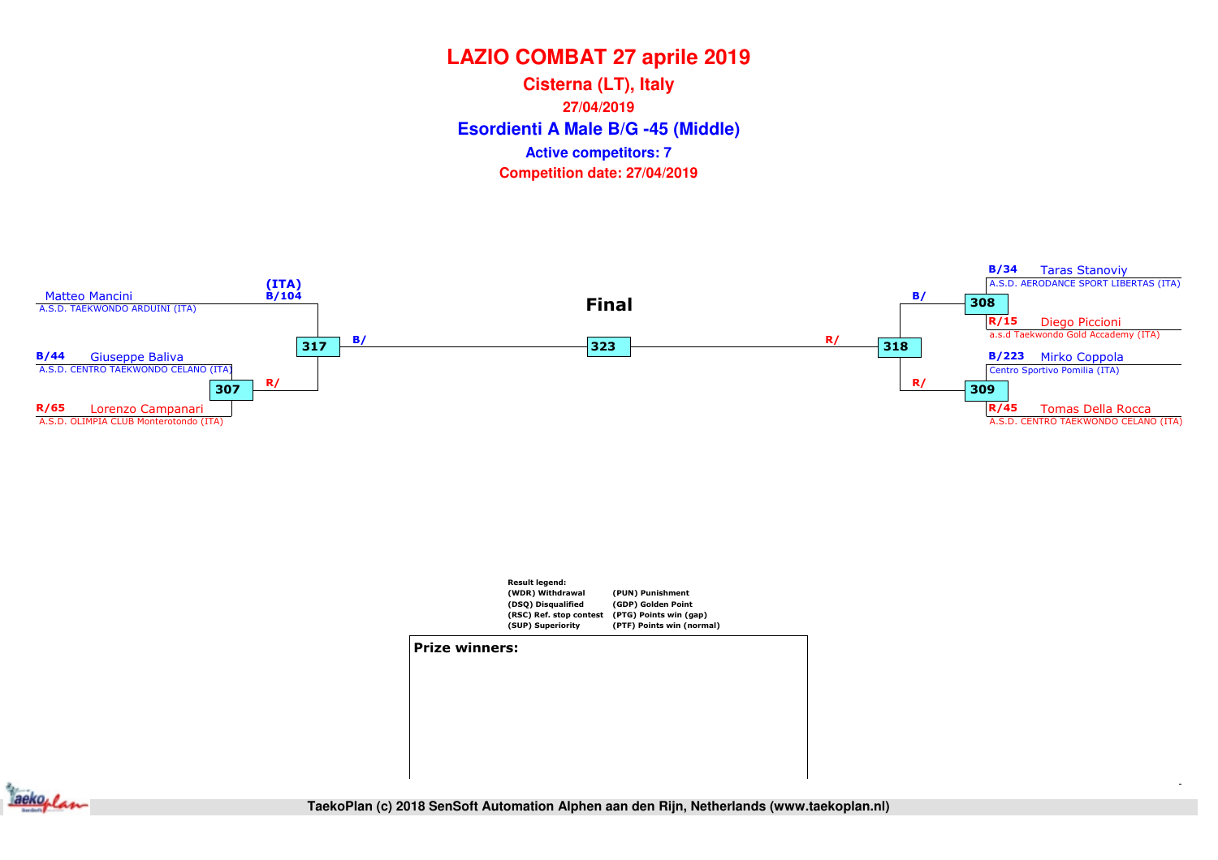# LAZIO COMBAT 27 aprile 2019

## Cisterna (LT), Italy

**27/04/2019**

## Esordienti A Male B/G -45 (Middle)

**Active competitors: 7**

**Competition date: 27/04/2019**

**Final**

(ITA) B/104 Matteo Mancini
A.S.D. TAEKWONDO ARDUINI (ITA)

B/44 Giuseppe Baliva
A.S.D. CENTRO TAEKWONDO CELANO (ITA)

R/65 Lorenzo Campanari
A.S.D. OLIMPIA CLUB Monterotondo (ITA)

307 — R/

317 — B/

323

318 — R/

308 — B/

309 — R/

B/34 Taras Stanoviy
A.S.D. AERODANCE SPORT LIBERTAS (ITA)

R/15 Diego Piccioni
a.s.d Taekwondo Gold Accademy (ITA)

B/223 Mirko Coppola
Centro Sportivo Pomilia (ITA)

R/45 Tomas Della Rocca
A.S.D. CENTRO TAEKWONDO CELANO (ITA)

**Result legend:**

| | |
|---|---|
| (WDR) Withdrawal | (PUN) Punishment |
| (DSQ) Disqualified | (GDP) Golden Point |
| (RSC) Ref. stop contest | (PTG) Points win (gap) |
| (SUP) Superiority | (PTF) Points win (normal) |

**Prize winners:**

TaekoPlan (c) 2018 SenSoft Automation Alphen aan den Rijn, Netherlands (www.taekoplan.nl)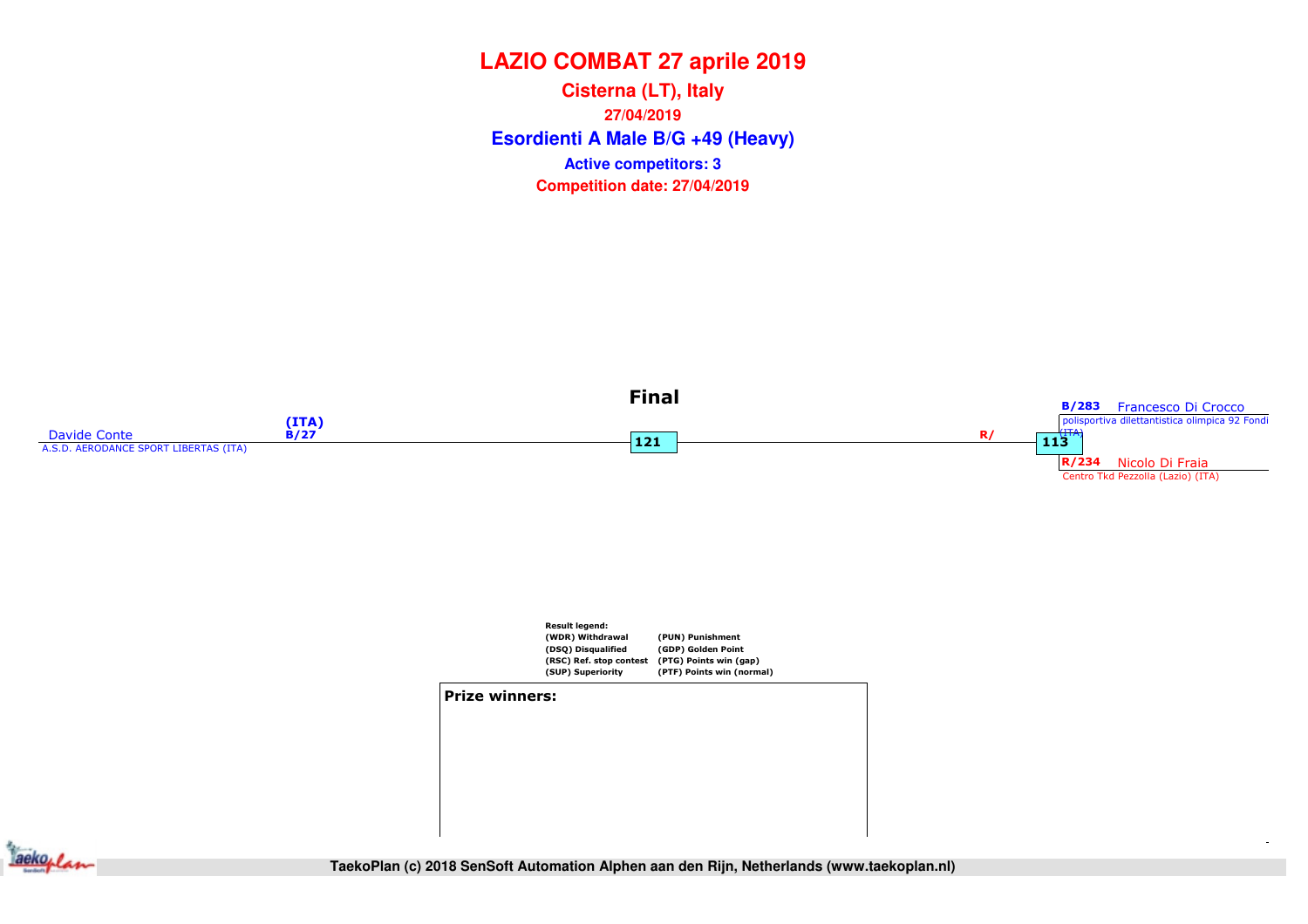# LAZIO COMBAT 27 aprile 2019

**Cisterna (LT), Italy**

**27/04/2019**

**Esordienti A Male B/G +49 (Heavy)**

**Active competitors: 3**

**Competition date: 27/04/2019**

### Final

Davide Conte (ITA) B/27
A.S.D. AERODANCE SPORT LIBERTAS (ITA)

**121**

R/

**113**

**B/283** Francesco Di Crocco
polisportiva dilettantistica olimpica 92 Fondi (ITA)

**R/234** Nicolo Di Fraia
Centro Tkd Pezzolla (Lazio) (ITA)

**Result legend:**

| | |
|---|---|
| (WDR) Withdrawal | (PUN) Punishment |
| (DSQ) Disqualified | (GDP) Golden Point |
| (RSC) Ref. stop contest | (PTG) Points win (gap) |
| (SUP) Superiority | (PTF) Points win (normal) |

**Prize winners:**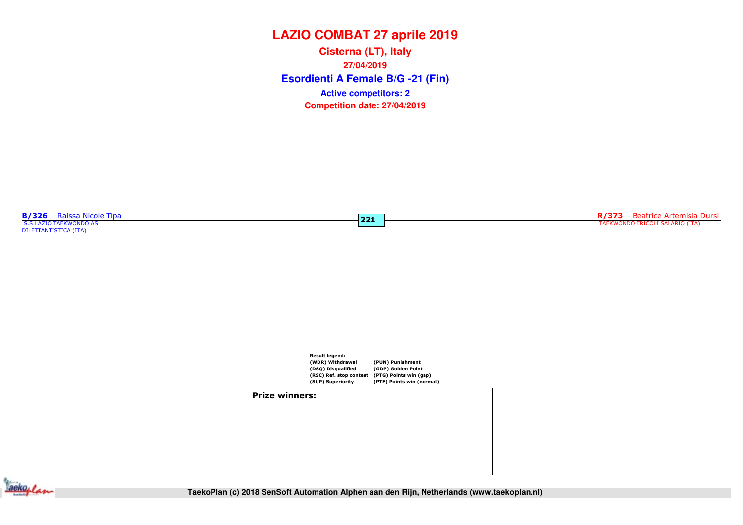# LAZIO COMBAT 27 aprile 2019

**Cisterna (LT), Italy**

**27/04/2019**

## Esordienti A Female B/G -21 (Fin)

**Active competitors: 2**

**Competition date: 27/04/2019**

**B/326** Raissa Nicole Tipa
S.S.LAZIO TAEKWONDO AS DILETTANTISTICA (ITA)

**221**

**R/373** Beatrice Artemisia Dursi
TAEKWONDO TRICOLI SALARIO (ITA)

**Result legend:**

| | |
|---|---|
| (WDR) Withdrawal | (PUN) Punishment |
| (DSQ) Disqualified | (GDP) Golden Point |
| (RSC) Ref. stop contest | (PTG) Points win (gap) |
| (SUP) Superiority | (PTF) Points win (normal) |

**Prize winners:**

TaekoPlan (c) 2018 SenSoft Automation Alphen aan den Rijn, Netherlands (www.taekoplan.nl)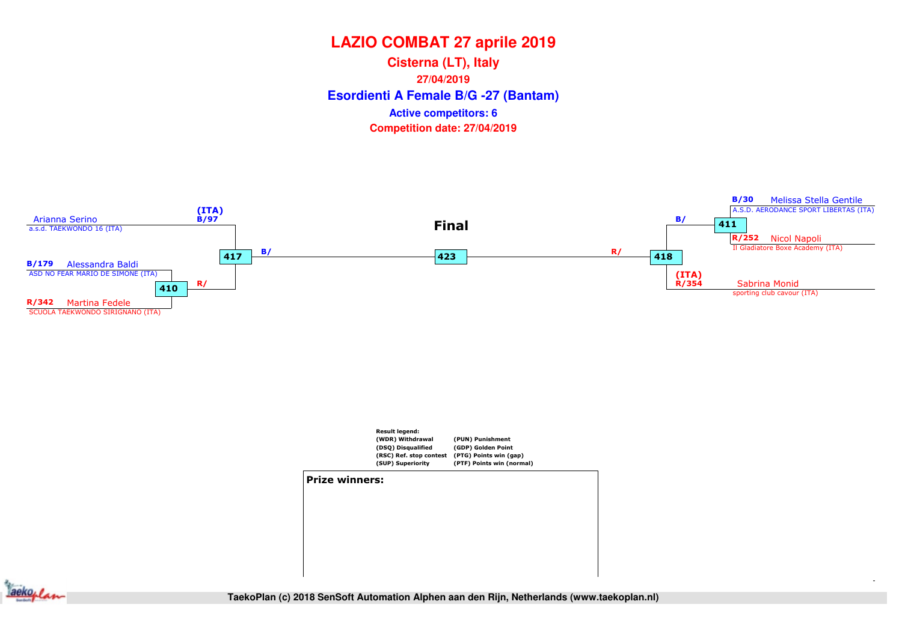# LAZIO COMBAT 27 aprile 2019

## Cisterna (LT), Italy

**27/04/2019**

## Esordienti A Female B/G -27 (Bantam)

**Active competitors: 6**

**Competition date: 27/04/2019**

(ITA)
B/97
Arianna Serino
a.s.d. TAEKWONDO 16 (ITA)

B/179 Alessandra Baldi
ASD NO FEAR MARIO DE SIMONE (ITA)

R/342 Martina Fedele
SCUOLA TAEKWONDO SIRIGNANO (ITA)

410 — R/

417 — B/

**Final**

423

418 — R/

411 — B/

B/30 Melissa Stella Gentile
A.S.D. AERODANCE SPORT LIBERTAS (ITA)

R/252 Nicol Napoli
Il Gladiatore Boxe Academy (ITA)

(ITA)
R/354 Sabrina Monid
sporting club cavour (ITA)

**Result legend:**

| | |
|---|---|
| (WDR) Withdrawal | (PUN) Punishment |
| (DSQ) Disqualified | (GDP) Golden Point |
| (RSC) Ref. stop contest | (PTG) Points win (gap) |
| (SUP) Superiority | (PTF) Points win (normal) |

**Prize winners:**

TaekoPlan (c) 2018 SenSoft Automation Alphen aan den Rijn, Netherlands (www.taekoplan.nl)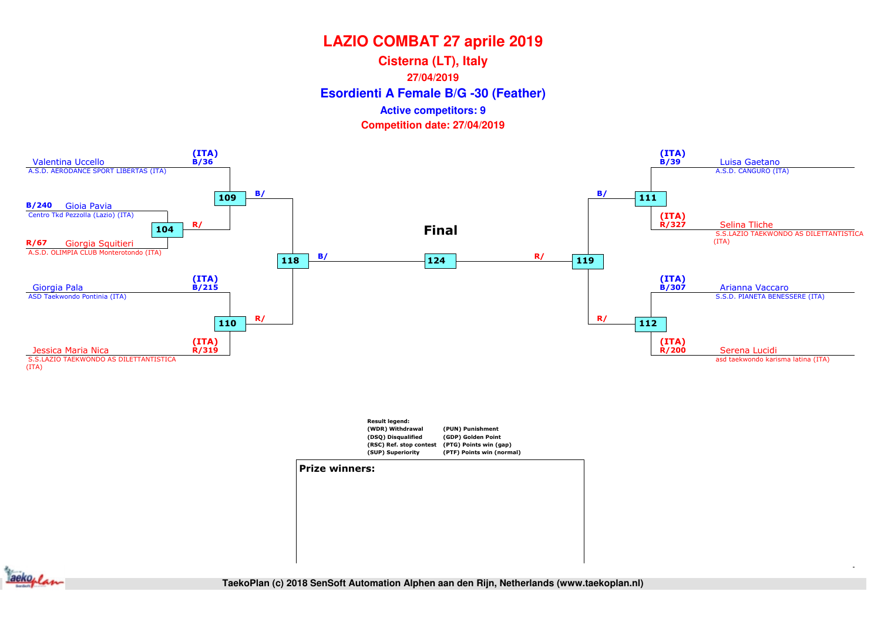# LAZIO COMBAT 27 aprile 2019

## Cisterna (LT), Italy

**27/04/2019**

## Esordienti A Female B/G -30 (Feather)

**Active competitors: 9**

**Competition date: 27/04/2019**

### Left bracket

- (ITA) B/36 Valentina Uccello — A.S.D. AERODANCE SPORT LIBERTAS (ITA)
- B/240 Gioia Pavia — Centro Tkd Pezzolla (Lazio) (ITA)
- R/67 Giorgia Squitieri — A.S.D. OLIMPIA CLUB Monterotondo (ITA)
- (ITA) B/215 Giorgia Pala — ASD Taekwondo Pontinia (ITA)
- (ITA) R/319 Jessica Maria Nica — S.S.LAZIO TAEKWONDO AS DILETTANTISTICA (ITA)

Matches:
- 104: B/ Gioia Pavia vs R/ Giorgia Squitieri
- 109: B/ Valentina Uccello vs R/ winner 104
- 110: B/ Giorgia Pala vs R/ Jessica Maria Nica
- 118: B/ winner 109 vs R/ winner 110

### Final

- 124: B/ winner 118 vs R/ winner 119

### Right bracket

- (ITA) B/39 Luisa Gaetano — A.S.D. CANGURO (ITA)
- (ITA) R/327 Selina Tliche — S.S.LAZIO TAEKWONDO AS DILETTANTISTICA (ITA)
- (ITA) B/307 Arianna Vaccaro — S.S.D. PIANETA BENESSERE (ITA)
- (ITA) R/200 Serena Lucidi — asd taekwondo karisma latina (ITA)

Matches:
- 111: B/ Luisa Gaetano vs R/ Selina Tliche
- 112: B/ Arianna Vaccaro vs R/ Serena Lucidi
- 119: B/ winner 111 vs R/ winner 112

**Result legend:**

| | |
|---|---|
| (WDR) Withdrawal | (PUN) Punishment |
| (DSQ) Disqualified | (GDP) Golden Point |
| (RSC) Ref. stop contest | (PTG) Points win (gap) |
| (SUP) Superiority | (PTF) Points win (normal) |

**Prize winners:**

TaekoPlan (c) 2018 SenSoft Automation Alphen aan den Rijn, Netherlands (www.taekoplan.nl)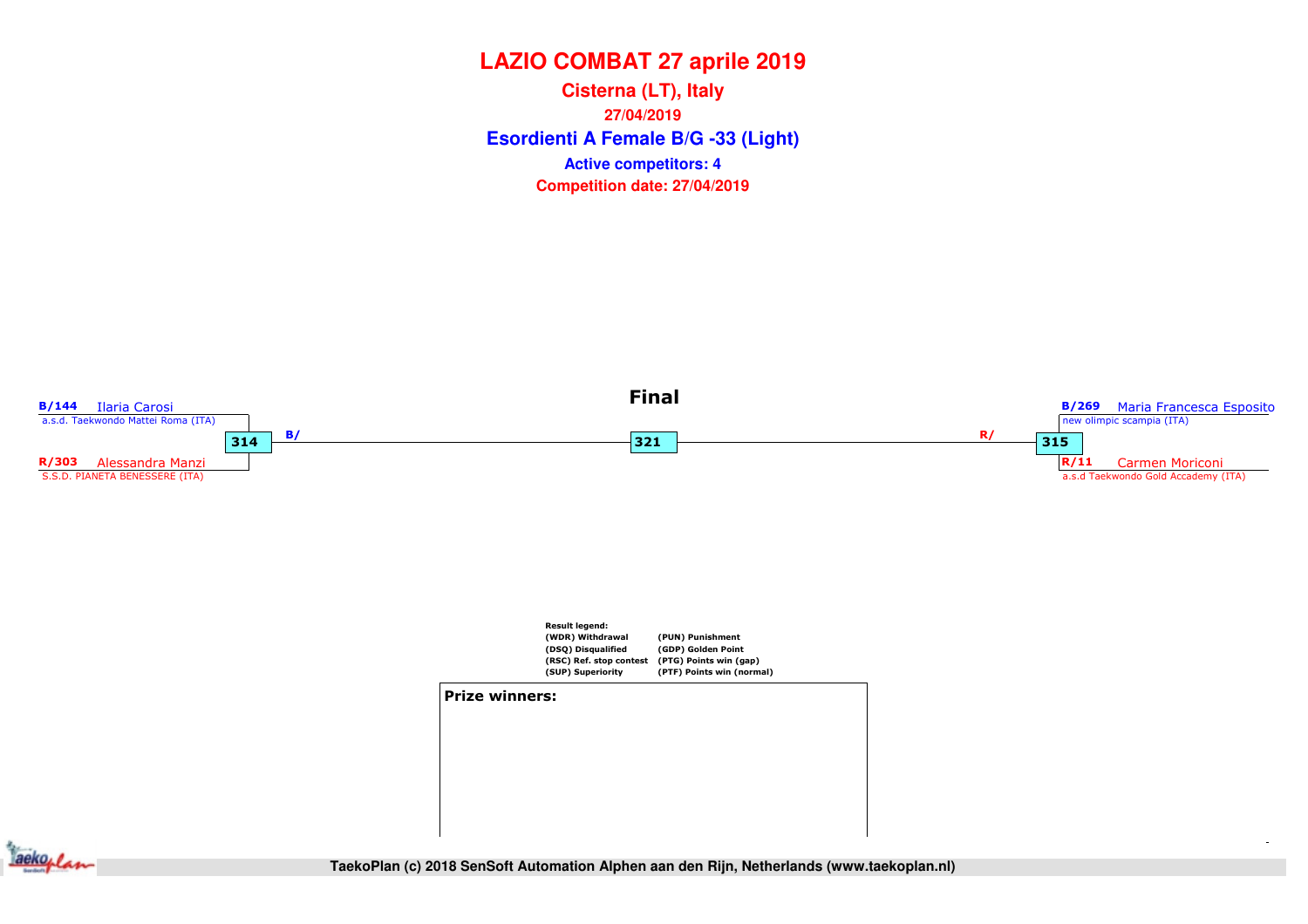# LAZIO COMBAT 27 aprile 2019

## Cisterna (LT), Italy

**27/04/2019**

## Esordienti A Female B/G -33 (Light)

**Active competitors: 4**

**Competition date: 27/04/2019**

### Final

**B/144** Ilaria Carosi
a.s.d. Taekwondo Mattei Roma (ITA)

**314** B/

**R/303** Alessandra Manzi
S.S.D. PIANETA BENESSERE (ITA)

**321**

**B/269** Maria Francesca Esposito
new olimpic scampia (ITA)

**315** R/

**R/11** Carmen Moriconi
a.s.d Taekwondo Gold Accademy (ITA)

**Result legend:**

| | |
|---|---|
| (WDR) Withdrawal | (PUN) Punishment |
| (DSQ) Disqualified | (GDP) Golden Point |
| (RSC) Ref. stop contest | (PTG) Points win (gap) |
| (SUP) Superiority | (PTF) Points win (normal) |

**Prize winners:**

TaekoPlan (c) 2018 SenSoft Automation Alphen aan den Rijn, Netherlands (www.taekoplan.nl)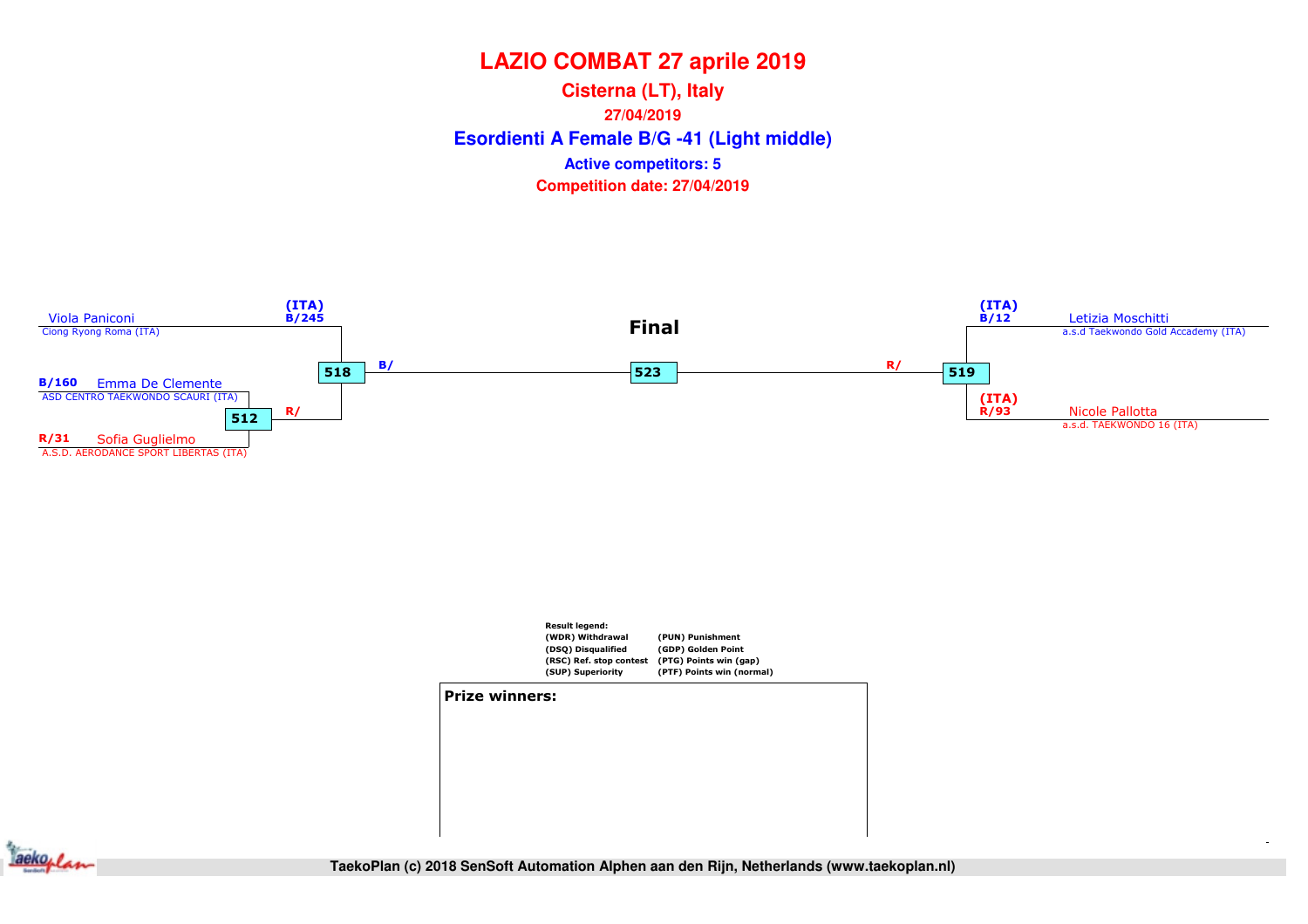# LAZIO COMBAT 27 aprile 2019

## Cisterna (LT), Italy

27/04/2019

## Esordienti A Female B/G -41 (Light middle)

**Active competitors: 5**

**Competition date: 27/04/2019**

(ITA) B/245 Viola Paniconi
Ciong Ryong Roma (ITA)

B/160 Emma De Clemente
ASD CENTRO TAEKWONDO SCAURI (ITA)

512 R/

R/31 Sofia Guglielmo
A.S.D. AERODANCE SPORT LIBERTAS (ITA)

518 B/

**Final**

523

R/ 519

(ITA) B/12 Letizia Moschitti
a.s.d Taekwondo Gold Accademy (ITA)

(ITA) R/93 Nicole Pallotta
a.s.d. TAEKWONDO 16 (ITA)

**Result legend:**

| | |
|---|---|
| (WDR) Withdrawal | (PUN) Punishment |
| (DSQ) Disqualified | (GDP) Golden Point |
| (RSC) Ref. stop contest | (PTG) Points win (gap) |
| (SUP) Superiority | (PTF) Points win (normal) |

**Prize winners:**

TaekoPlan (c) 2018 SenSoft Automation Alphen aan den Rijn, Netherlands (www.taekoplan.nl)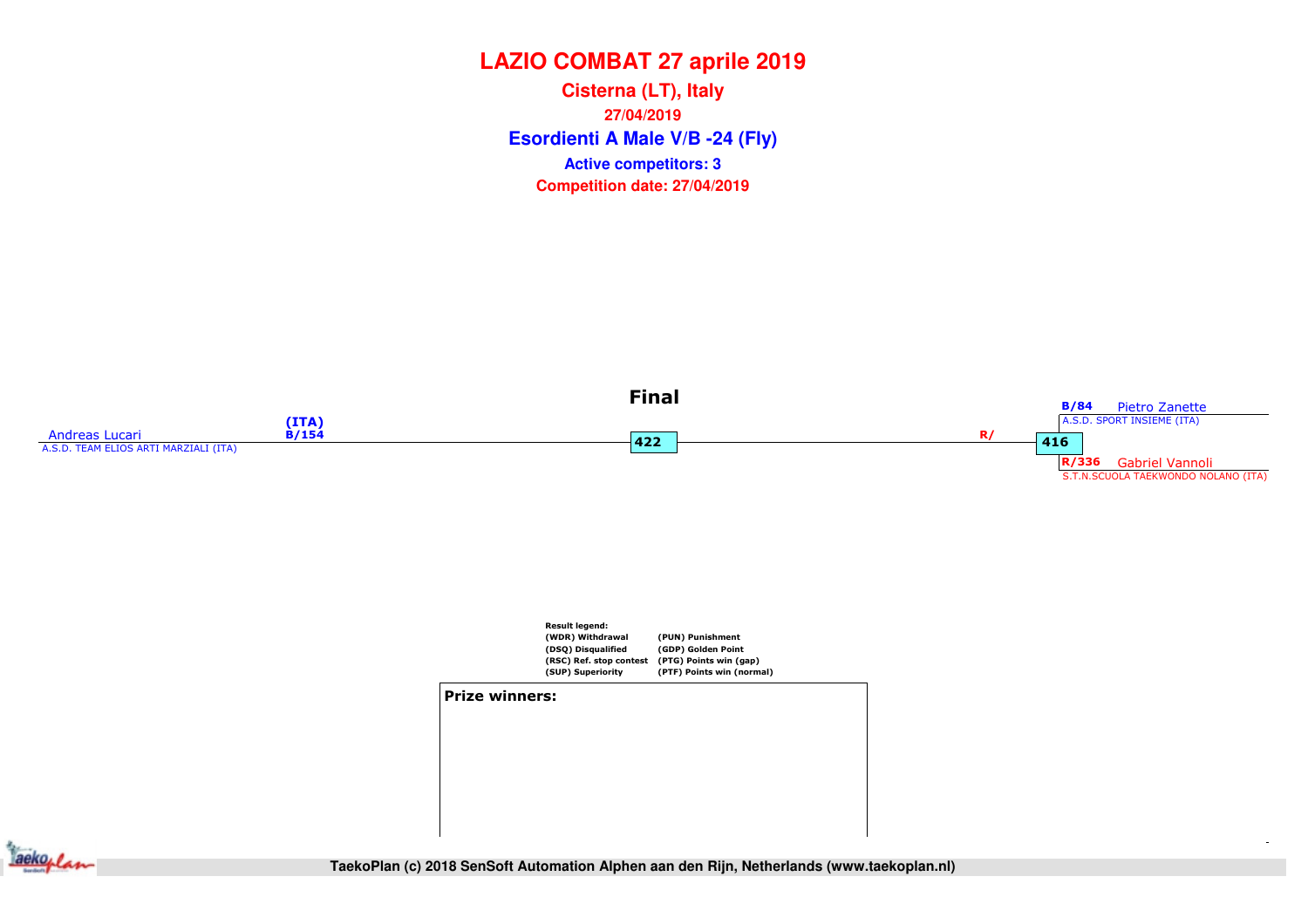# LAZIO COMBAT 27 aprile 2019

## Cisterna (LT), Italy

27/04/2019

### Esordienti A Male V/B -24 (Fly)

**Active competitors: 3**

**Competition date: 27/04/2019**

**Final**

Andreas Lucari (ITA) B/154
A.S.D. TEAM ELIOS ARTI MARZIALI (ITA)

422

R/

416

B/84 Pietro Zanette
A.S.D. SPORT INSIEME (ITA)

R/336 Gabriel Vannoli
S.T.N.SCUOLA TAEKWONDO NOLANO (ITA)

Result legend:

| | |
|---|---|
| (WDR) Withdrawal | (PUN) Punishment |
| (DSQ) Disqualified | (GDP) Golden Point |
| (RSC) Ref. stop contest | (PTG) Points win (gap) |
| (SUP) Superiority | (PTF) Points win (normal) |

**Prize winners:**

TaekoPlan (c) 2018 SenSoft Automation Alphen aan den Rijn, Netherlands (www.taekoplan.nl)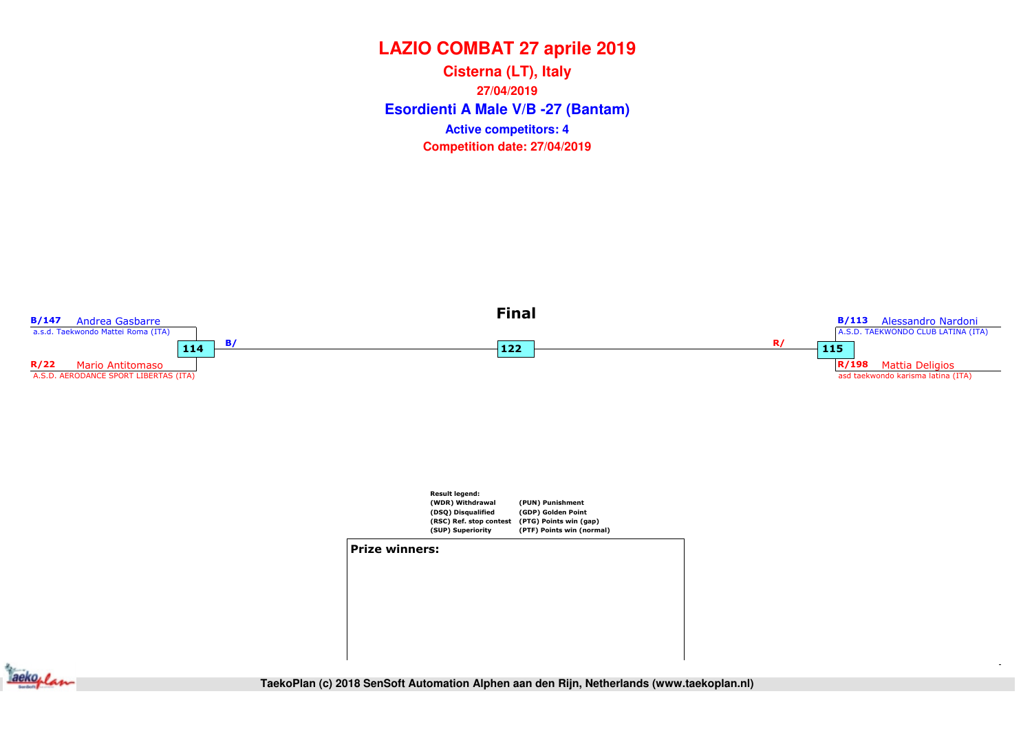# LAZIO COMBAT 27 aprile 2019

## Cisterna (LT), Italy

27/04/2019

## Esordienti A Male V/B -27 (Bantam)

**Active competitors: 4**

**Competition date: 27/04/2019**

### Final

**B/147** Andrea Gasbarre
a.s.d. Taekwondo Mattei Roma (ITA)

**114** B/

**R/22** Mario Antitomaso
A.S.D. AERODANCE SPORT LIBERTAS (ITA)

**122**

**B/113** Alessandro Nardoni
A.S.D. TAEKWONDO CLUB LATINA (ITA)

R/ **115**

**R/198** Mattia Deligios
asd taekwondo karisma latina (ITA)

**Result legend:**

| | |
|---|---|
| (WDR) Withdrawal | (PUN) Punishment |
| (DSQ) Disqualified | (GDP) Golden Point |
| (RSC) Ref. stop contest | (PTG) Points win (gap) |
| (SUP) Superiority | (PTF) Points win (normal) |

**Prize winners:**

TaekoPlan (c) 2018 SenSoft Automation Alphen aan den Rijn, Netherlands (www.taekoplan.nl)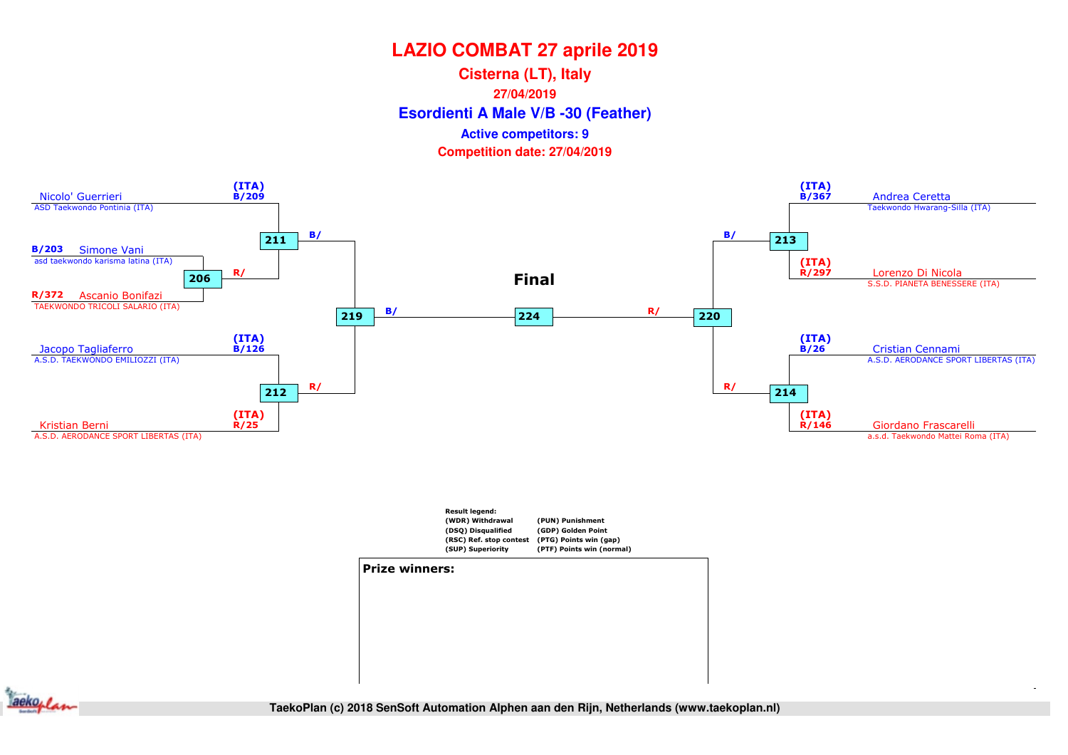# LAZIO COMBAT 27 aprile 2019

## Cisterna (LT), Italy

**27/04/2019**

## Esordienti A Male V/B -30 (Feather)

**Active competitors: 9**

**Competition date: 27/04/2019**

(ITA) B/209 Nicolo' Guerrieri
ASD Taekwondo Pontinia (ITA)

B/203 Simone Vani
asd taekwondo karisma latina (ITA)

R/372 Ascanio Bonifazi
TAEKWONDO TRICOLI SALARIO (ITA)

206 R/

211 B/

(ITA) B/126 Jacopo Tagliaferro
A.S.D. TAEKWONDO EMILIOZZI (ITA)

(ITA) R/25 Kristian Berni
A.S.D. AERODANCE SPORT LIBERTAS (ITA)

212 R/

219 B/

**Final**

224

220 R/

(ITA) B/367 Andrea Ceretta
Taekwondo Hwarang-Silla (ITA)

(ITA) R/297 Lorenzo Di Nicola
S.S.D. PIANETA BENESSERE (ITA)

213 B/

(ITA) B/26 Cristian Cennami
A.S.D. AERODANCE SPORT LIBERTAS (ITA)

(ITA) R/146 Giordano Frascarelli
a.s.d. Taekwondo Mattei Roma (ITA)

214 R/

**Result legend:**

| | |
|---|---|
| (WDR) Withdrawal | (PUN) Punishment |
| (DSQ) Disqualified | (GDP) Golden Point |
| (RSC) Ref. stop contest | (PTG) Points win (gap) |
| (SUP) Superiority | (PTF) Points win (normal) |

**Prize winners:**

TaekoPlan (c) 2018 SenSoft Automation Alphen aan den Rijn, Netherlands (www.taekoplan.nl)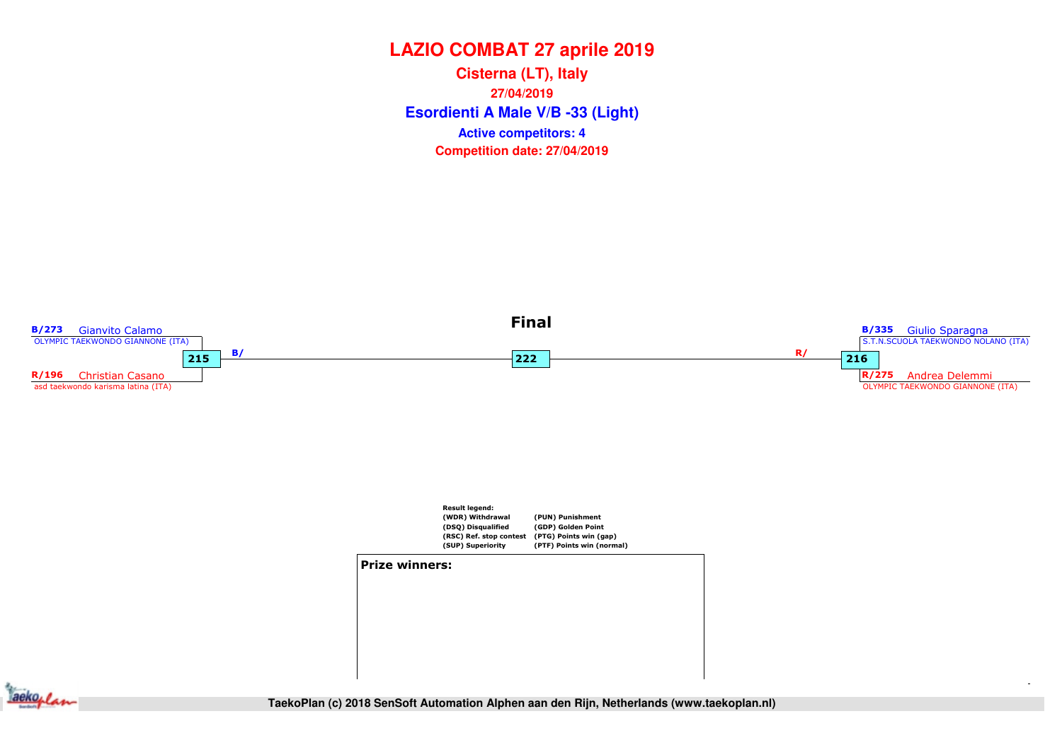# LAZIO COMBAT 27 aprile 2019

**Cisterna (LT), Italy**

**27/04/2019**

## Esordienti A Male V/B -33 (Light)

**Active competitors: 4**

**Competition date: 27/04/2019**

### Final

**B/273** Gianvito Calamo
OLYMPIC TAEKWONDO GIANNONE (ITA)

**215** B/

**R/196** Christian Casano
asd taekwondo karisma latina (ITA)

**222**

**B/335** Giulio Sparagna
S.T.N.SCUOLA TAEKWONDO NOLANO (ITA)

R/ **216**

**R/275** Andrea Delemmi
OLYMPIC TAEKWONDO GIANNONE (ITA)

**Result legend:**

| | |
|---|---|
| (WDR) Withdrawal | (PUN) Punishment |
| (DSQ) Disqualified | (GDP) Golden Point |
| (RSC) Ref. stop contest | (PTG) Points win (gap) |
| (SUP) Superiority | (PTF) Points win (normal) |

**Prize winners:**

TaekoPlan (c) 2018 SenSoft Automation Alphen aan den Rijn, Netherlands (www.taekoplan.nl)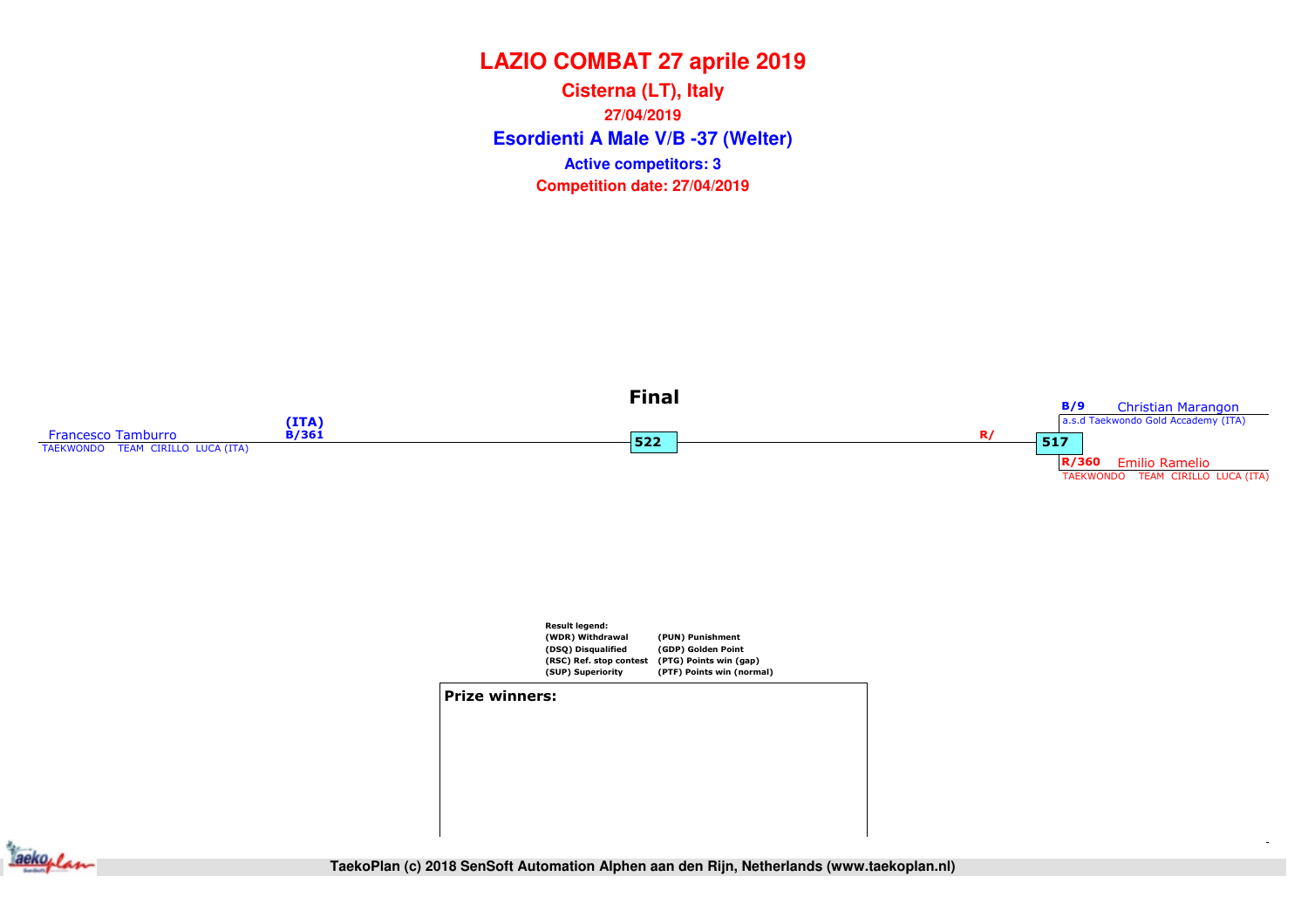# LAZIO COMBAT 27 aprile 2019

## Cisterna (LT), Italy

**27/04/2019**

## Esordienti A Male V/B -37 (Welter)

**Active competitors: 3**

**Competition date: 27/04/2019**

### Final

Francesco Tamburro (ITA) B/361
TAEKWONDO TEAM CIRILLO LUCA (ITA)

522

R/

517

B/9 Christian Marangon
a.s.d Taekwondo Gold Accademy (ITA)

R/360 Emilio Ramelio
TAEKWONDO TEAM CIRILLO LUCA (ITA)

**Result legend:**

| | |
|---|---|
| (WDR) Withdrawal | (PUN) Punishment |
| (DSQ) Disqualified | (GDP) Golden Point |
| (RSC) Ref. stop contest | (PTG) Points win (gap) |
| (SUP) Superiority | (PTF) Points win (normal) |

**Prize winners:**

TaekoPlan (c) 2018 SenSoft Automation Alphen aan den Rijn, Netherlands (www.taekoplan.nl)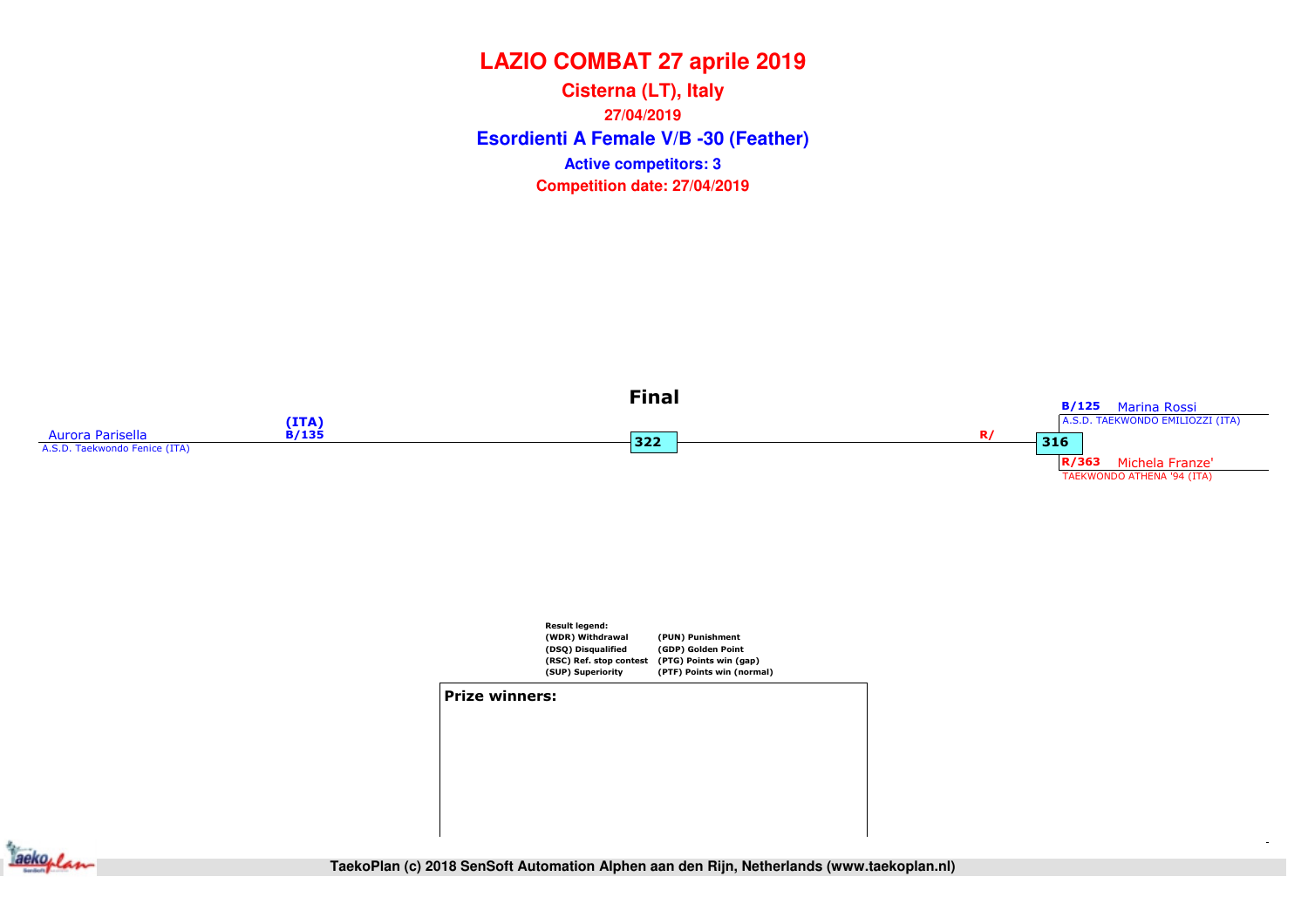# LAZIO COMBAT 27 aprile 2019

## Cisterna (LT), Italy

27/04/2019

## Esordienti A Female V/B -30 (Feather)

**Active competitors: 3**

**Competition date: 27/04/2019**

### Final

Aurora Parisella (ITA) B/135
A.S.D. Taekwondo Fenice (ITA)

322

R/

316

B/125 Marina Rossi
A.S.D. TAEKWONDO EMILIOZZI (ITA)

R/363 Michela Franze'
TAEKWONDO ATHENA '94 (ITA)

**Result legend:**

| | |
|---|---|
| (WDR) Withdrawal | (PUN) Punishment |
| (DSQ) Disqualified | (GDP) Golden Point |
| (RSC) Ref. stop contest | (PTG) Points win (gap) |
| (SUP) Superiority | (PTF) Points win (normal) |

**Prize winners:**

TaekoPlan (c) 2018 SenSoft Automation Alphen aan den Rijn, Netherlands (www.taekoplan.nl)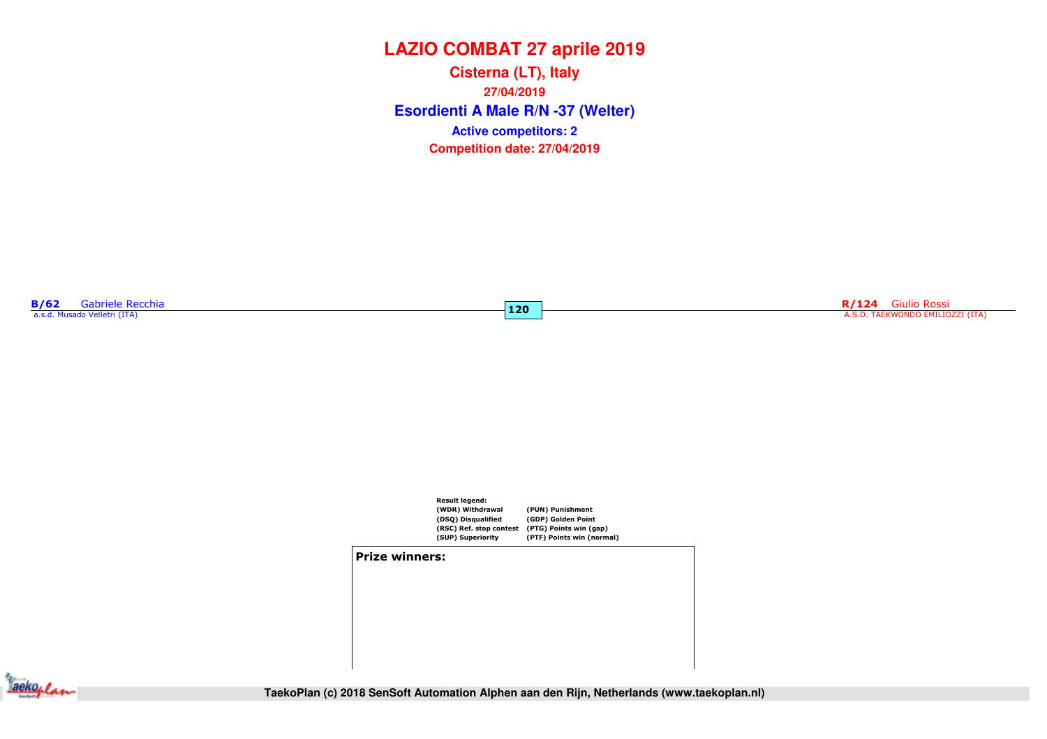# LAZIO COMBAT 27 aprile 2019

**Cisterna (LT), Italy**

**27/04/2019**

**Esordienti A Male R/N -37 (Welter)**

**Active competitors: 2**

**Competition date: 27/04/2019**

**B/62** Gabriele Recchia
a.s.d. Musado Velletri (ITA)

**120**

**R/124** Giulio Rossi
A.S.D. TAEKWONDO EMILIOZZI (ITA)

**Result legend:**

| | |
|---|---|
| (WDR) Withdrawal | (PUN) Punishment |
| (DSQ) Disqualified | (GDP) Golden Point |
| (RSC) Ref. stop contest | (PTG) Points win (gap) |
| (SUP) Superiority | (PTF) Points win (normal) |

**Prize winners:**

TaekoPlan (c) 2018 SenSoft Automation Alphen aan den Rijn, Netherlands (www.taekoplan.nl)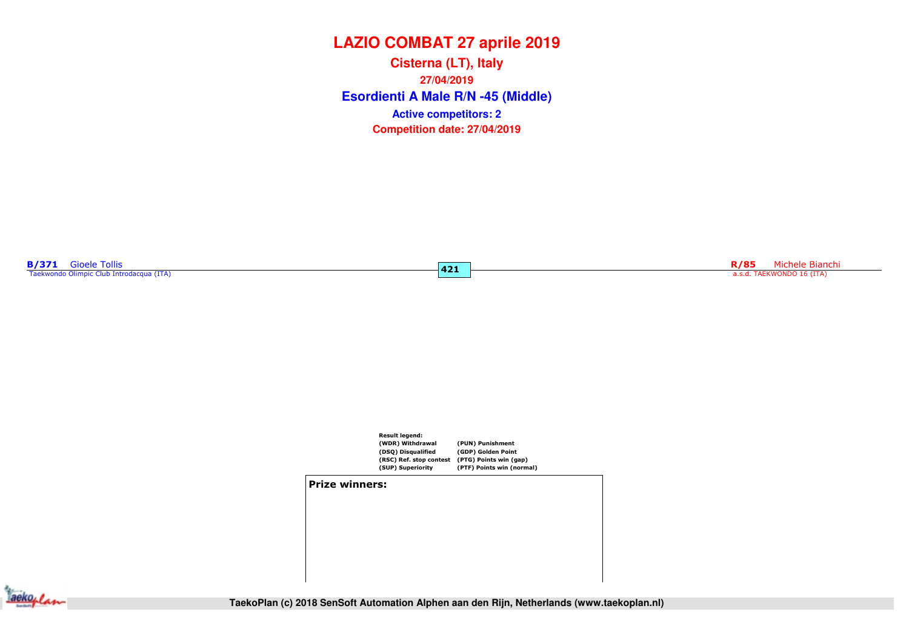# LAZIO COMBAT 27 aprile 2019

## Cisterna (LT), Italy

27/04/2019

## Esordienti A Male R/N -45 (Middle)

**Active competitors: 2**

**Competition date: 27/04/2019**

**B/371** Gioele Tollis
Taekwondo Olimpic Club Introdacqua (ITA)

**421**

**R/85** Michele Bianchi
a.s.d. TAEKWONDO 16 (ITA)

**Result legend:**

| | |
|---|---|
| (WDR) Withdrawal | (PUN) Punishment |
| (DSQ) Disqualified | (GDP) Golden Point |
| (RSC) Ref. stop contest | (PTG) Points win (gap) |
| (SUP) Superiority | (PTF) Points win (normal) |

**Prize winners:**

TaekoPlan (c) 2018 SenSoft Automation Alphen aan den Rijn, Netherlands (www.taekoplan.nl)